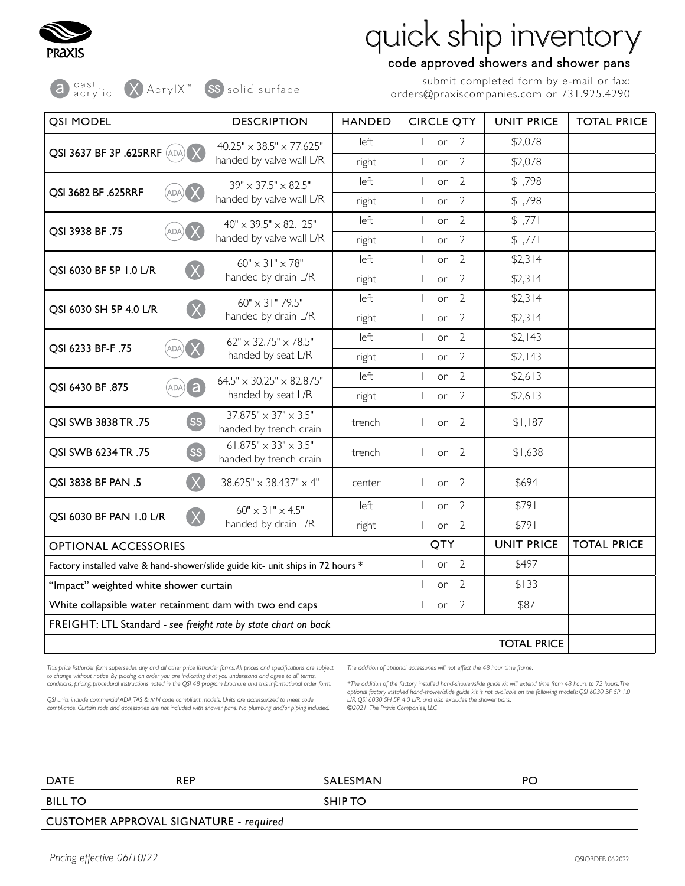PRAXIS

# quick ship inventory

## code approved showers and shower pans

a cast acrylic · X AcrylX™ · SS solid surface

submit completed form by e-mail or fax:
orders@praxiscompanies.com or 731.925.4290

| QSI MODEL | DESCRIPTION | HANDED | CIRCLE QTY | UNIT PRICE | TOTAL PRICE |
|---|---|---|---|---|---|
| QSI 3637 BF 3P .625RRF (ADA) (X) | 40.25" x 38.5" x 77.625" handed by valve wall L/R | left | 1 or 2 | $2,078 | |
| | | right | 1 or 2 | $2,078 | |
| QSI 3682 BF .625RRF (ADA) (X) | 39" x 37.5" x 82.5" handed by valve wall L/R | left | 1 or 2 | $1,798 | |
| | | right | 1 or 2 | $1,798 | |
| QSI 3938 BF .75 (ADA) (X) | 40" x 39.5" x 82.125" handed by valve wall L/R | left | 1 or 2 | $1,771 | |
| | | right | 1 or 2 | $1,771 | |
| QSI 6030 BF 5P 1.0 L/R (X) | 60" x 31" x 78" handed by drain L/R | left | 1 or 2 | $2,314 | |
| | | right | 1 or 2 | $2,314 | |
| QSI 6030 SH 5P 4.0 L/R (X) | 60" x 31" 79.5" handed by drain L/R | left | 1 or 2 | $2,314 | |
| | | right | 1 or 2 | $2,314 | |
| QSI 6233 BF-F .75 (ADA) (X) | 62" x 32.75" x 78.5" handed by seat L/R | left | 1 or 2 | $2,143 | |
| | | right | 1 or 2 | $2,143 | |
| QSI 6430 BF .875 (ADA) (a) | 64.5" x 30.25" x 82.875" handed by seat L/R | left | 1 or 2 | $2,613 | |
| | | right | 1 or 2 | $2,613 | |
| QSI SWB 3838 TR .75 (SS) | 37.875" x 37" x 3.5" handed by trench drain | trench | 1 or 2 | $1,187 | |
| QSI SWB 6234 TR .75 (SS) | 61.875" x 33" x 3.5" handed by trench drain | trench | 1 or 2 | $1,638 | |
| QSI 3838 BF PAN .5 (X) | 38.625" x 38.437" x 4" | center | 1 or 2 | $694 | |
| QSI 6030 BF PAN 1.0 L/R (X) | 60" x 31" x 4.5" handed by drain L/R | left | 1 or 2 | $791 | |
| | | right | 1 or 2 | $791 | |
| OPTIONAL ACCESSORIES | | | QTY | UNIT PRICE | TOTAL PRICE |
| Factory installed valve & hand-shower/slide guide kit- unit ships in 72 hours * | | | 1 or 2 | $497 | |
| "Impact" weighted white shower curtain | | | 1 or 2 | $133 | |
| White collapsible water retainment dam with two end caps | | | 1 or 2 | $87 | |
| FREIGHT: LTL Standard - *see freight rate by state chart on back* | | | | | |
| | | | | TOTAL PRICE | |

*This price list/order form supersedes any and all other price list/order forms. All prices and specifications are subject to change without notice. By placing an order, you are indicating that you understand and agree to all terms, conditions, pricing, procedural instructions noted in the QSI 48 program brochure and this informational order form.*

*QSI units include commercial ADA, TAS & MN code compliant models. Units are accessorized to meet code compliance. Curtain rods and accessories are not included with shower pans. No plumbing and/or piping included.*

*The addition of optional accessories will not effect the 48 hour time frame.*

*\*The addition of the factory installed hand-shower/slide guide kit will extend time from 48 hours to 72 hours. The optional factory installed hand-shower/slide guide kit is not available on the following models: QSI 6030 BF 5P 1.0 L/R, QSI 6030 SH 5P 4.0 L/R, and also excludes the shower pans.*

*©2021 The Praxis Companies, LLC*

| DATE | REP | SALESMAN | PO |
|---|---|---|---|
| BILL TO | | SHIP TO | |
| CUSTOMER APPROVAL SIGNATURE - *required* | | | |

*Pricing effective 06/10/22*

QSIORDER 06.2022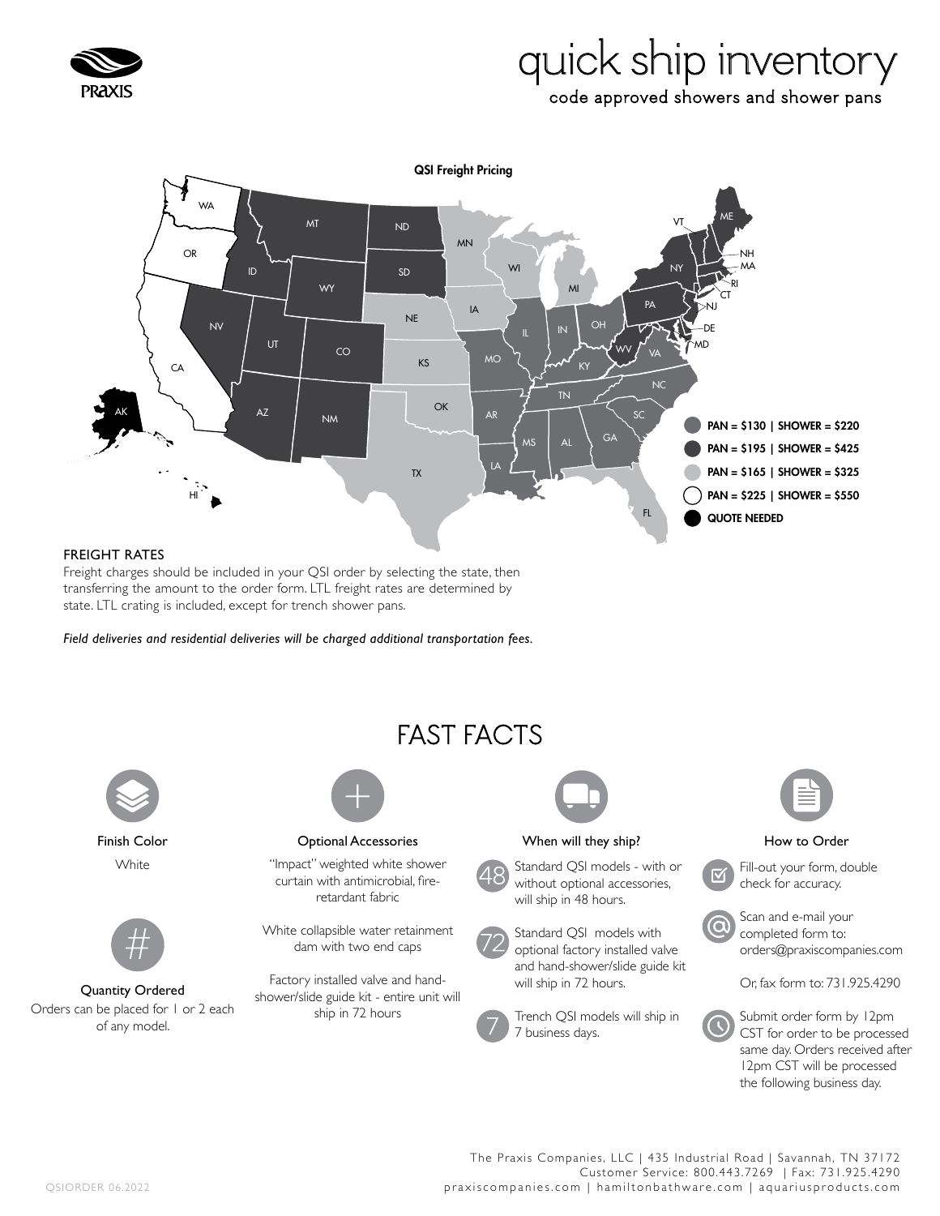# quick ship inventory

code approved showers and shower pans

## QSI Freight Pricing

WA
OR
CA
AK
HI
ID
NV
MT
WY
UT
CO
AZ
NM
ND
SD
NE
KS
OK
TX
MN
IA
MO
AR
LA
WI
IL
MI
IN
OH
KY
TN
MS
AL
GA
SC
NC
VA
WV
PA
NY
VT
ME
NH
MA
RI
CT
NJ
DE
MD
FL

PAN = $130 | SHOWER = $220
PAN = $195 | SHOWER = $425
PAN = $165 | SHOWER = $325
PAN = $225 | SHOWER = $550
QUOTE NEEDED

### FREIGHT RATES

Freight charges should be included in your QSI order by selecting the state, then transferring the amount to the order form. LTL freight rates are determined by state. LTL crating is included, except for trench shower pans.

*Field deliveries and residential deliveries will be charged additional transportation fees.*

## FAST FACTS

### Finish Color

White

### Quantity Ordered

Orders can be placed for 1 or 2 each of any model.

### Optional Accessories

"Impact" weighted white shower curtain with antimicrobial, fire-retardant fabric

White collapsible water retainment dam with two end caps

Factory installed valve and hand-shower/slide guide kit - entire unit will ship in 72 hours

### When will they ship?

48 — Standard QSI models - with or without optional accessories, will ship in 48 hours.

72 — Standard QSI models with optional factory installed valve and hand-shower/slide guide kit will ship in 72 hours.

7 — Trench QSI models will ship in 7 business days.

### How to Order

Fill-out your form, double check for accuracy.

Scan and e-mail your completed form to: orders@praxiscompanies.com

Or, fax form to: 731.925.4290

Submit order form by 12pm CST for order to be processed same day. Orders received after 12pm CST will be processed the following business day.

The Praxis Companies, LLC | 435 Industrial Road | Savannah, TN 37172
Customer Service: 800.443.7269 | Fax: 731.925.4290
praxiscompanies.com | hamiltonbathware.com | aquariusproducts.com

QSIORDER 06.2022